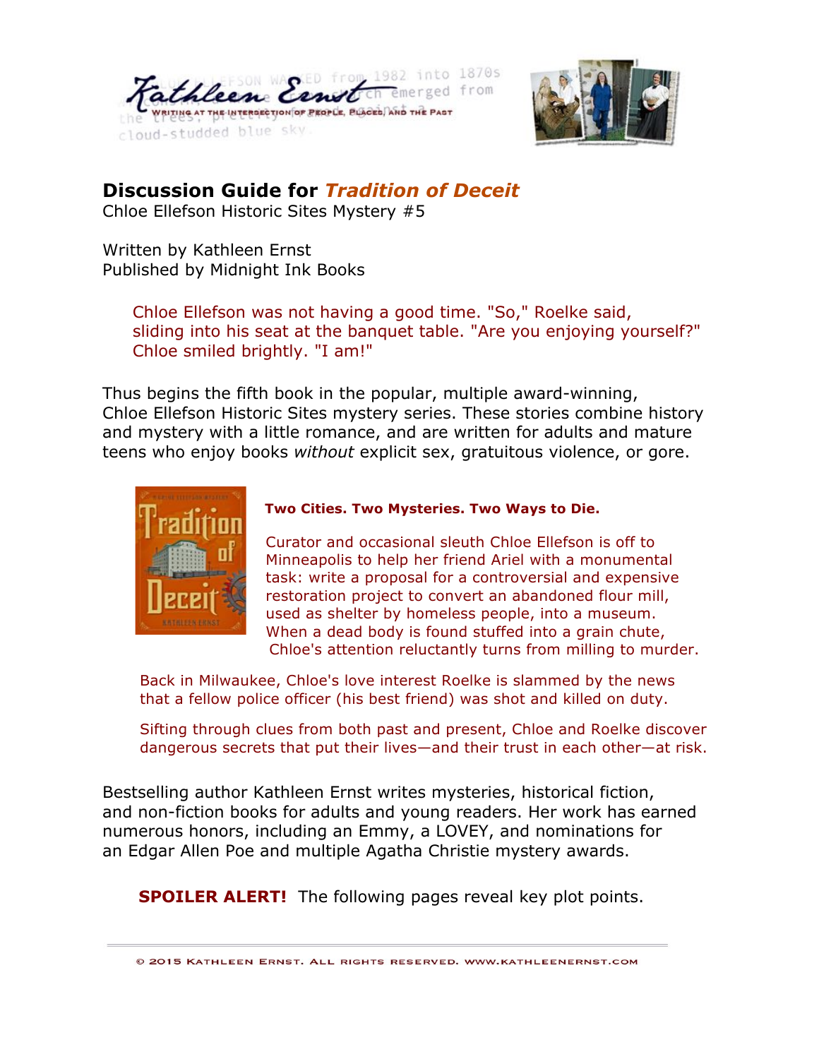# Discussion Guide for *Tradition of Deceit*

Chloe Ellefson Historic Sites Mystery #5

Written by Kathleen Ernst
Published by Midnight Ink Books

> Chloe Ellefson was not having a good time. "So," Roelke said, sliding into his seat at the banquet table. "Are you enjoying yourself?" Chloe smiled brightly. "I am!"

Thus begins the fifth book in the popular, multiple award-winning, Chloe Ellefson Historic Sites mystery series. These stories combine history and mystery with a little romance, and are written for adults and mature teens who enjoy books *without* explicit sex, gratuitous violence, or gore.

**Two Cities. Two Mysteries. Two Ways to Die.**

Curator and occasional sleuth Chloe Ellefson is off to Minneapolis to help her friend Ariel with a monumental task: write a proposal for a controversial and expensive restoration project to convert an abandoned flour mill, used as shelter by homeless people, into a museum. When a dead body is found stuffed into a grain chute, Chloe's attention reluctantly turns from milling to murder.

Back in Milwaukee, Chloe's love interest Roelke is slammed by the news that a fellow police officer (his best friend) was shot and killed on duty.

Sifting through clues from both past and present, Chloe and Roelke discover dangerous secrets that put their lives—and their trust in each other—at risk.

Bestselling author Kathleen Ernst writes mysteries, historical fiction, and non-fiction books for adults and young readers. Her work has earned numerous honors, including an Emmy, a LOVEY, and nominations for an Edgar Allen Poe and multiple Agatha Christie mystery awards.

**SPOILER ALERT!** The following pages reveal key plot points.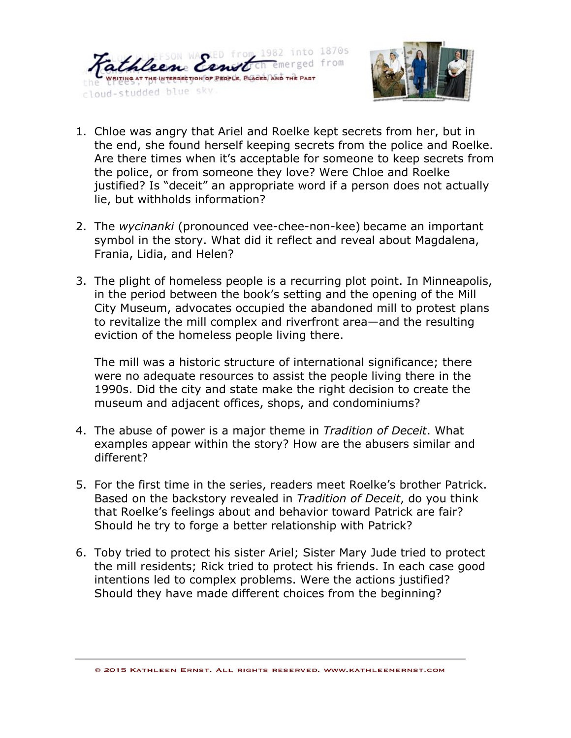1. Chloe was angry that Ariel and Roelke kept secrets from her, but in the end, she found herself keeping secrets from the police and Roelke. Are there times when it's acceptable for someone to keep secrets from the police, or from someone they love? Were Chloe and Roelke justified? Is "deceit" an appropriate word if a person does not actually lie, but withholds information?

2. The *wycinanki* (pronounced vee-chee-non-kee) became an important symbol in the story. What did it reflect and reveal about Magdalena, Frania, Lidia, and Helen?

3. The plight of homeless people is a recurring plot point. In Minneapolis, in the period between the book's setting and the opening of the Mill City Museum, advocates occupied the abandoned mill to protest plans to revitalize the mill complex and riverfront area—and the resulting eviction of the homeless people living there.

   The mill was a historic structure of international significance; there were no adequate resources to assist the people living there in the 1990s. Did the city and state make the right decision to create the museum and adjacent offices, shops, and condominiums?

4. The abuse of power is a major theme in *Tradition of Deceit*. What examples appear within the story? How are the abusers similar and different?

5. For the first time in the series, readers meet Roelke's brother Patrick. Based on the backstory revealed in *Tradition of Deceit*, do you think that Roelke's feelings about and behavior toward Patrick are fair? Should he try to forge a better relationship with Patrick?

6. Toby tried to protect his sister Ariel; Sister Mary Jude tried to protect the mill residents; Rick tried to protect his friends. In each case good intentions led to complex problems. Were the actions justified? Should they have made different choices from the beginning?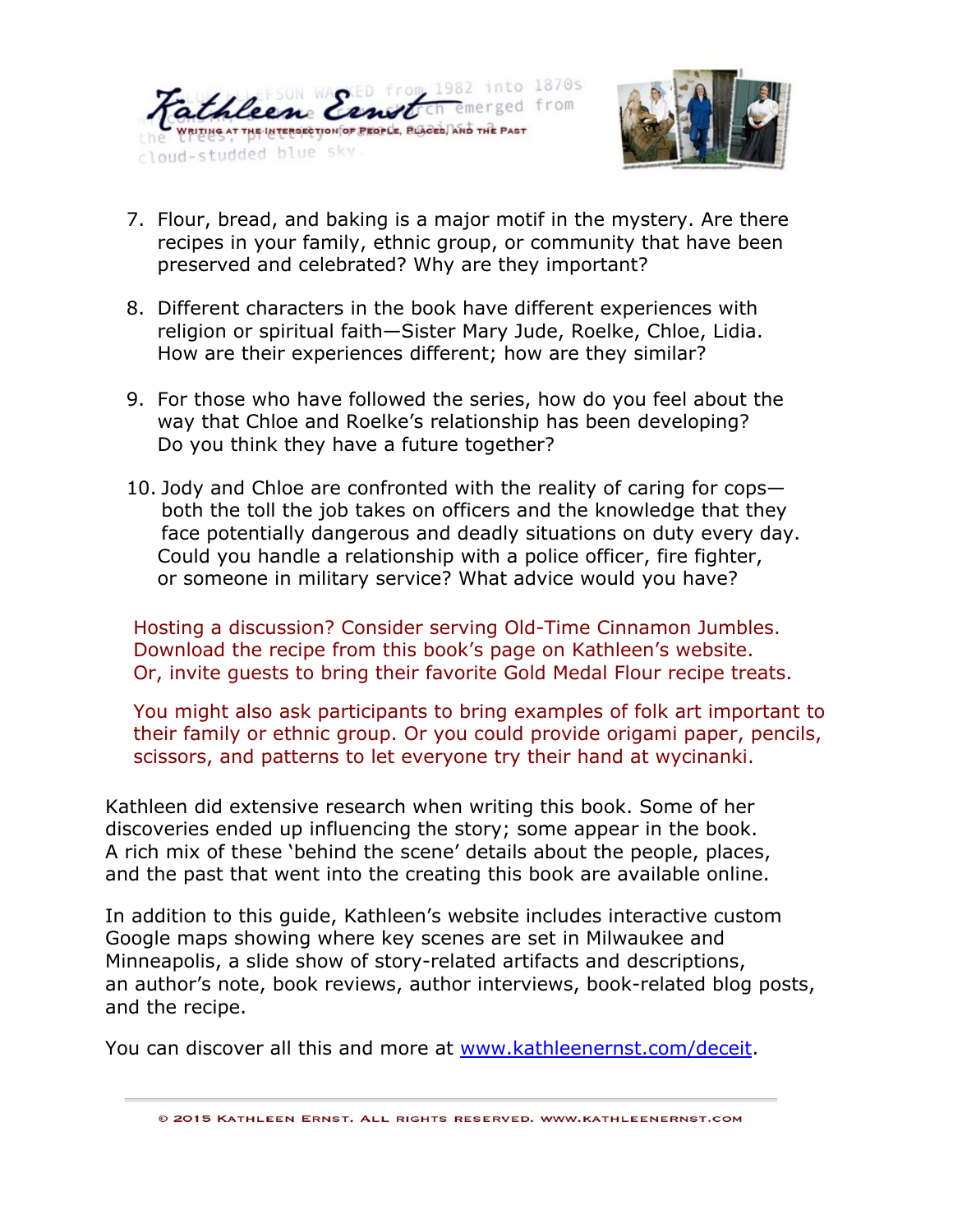7. Flour, bread, and baking is a major motif in the mystery. Are there recipes in your family, ethnic group, or community that have been preserved and celebrated? Why are they important?

8. Different characters in the book have different experiences with religion or spiritual faith—Sister Mary Jude, Roelke, Chloe, Lidia. How are their experiences different; how are they similar?

9. For those who have followed the series, how do you feel about the way that Chloe and Roelke's relationship has been developing? Do you think they have a future together?

10. Jody and Chloe are confronted with the reality of caring for cops—both the toll the job takes on officers and the knowledge that they face potentially dangerous and deadly situations on duty every day. Could you handle a relationship with a police officer, fire fighter, or someone in military service? What advice would you have?

Hosting a discussion? Consider serving Old-Time Cinnamon Jumbles. Download the recipe from this book's page on Kathleen's website. Or, invite guests to bring their favorite Gold Medal Flour recipe treats.

You might also ask participants to bring examples of folk art important to their family or ethnic group. Or you could provide origami paper, pencils, scissors, and patterns to let everyone try their hand at wycinanki.

Kathleen did extensive research when writing this book. Some of her discoveries ended up influencing the story; some appear in the book. A rich mix of these 'behind the scene' details about the people, places, and the past that went into the creating this book are available online.

In addition to this guide, Kathleen's website includes interactive custom Google maps showing where key scenes are set in Milwaukee and Minneapolis, a slide show of story-related artifacts and descriptions, an author's note, book reviews, author interviews, book-related blog posts, and the recipe.

You can discover all this and more at [www.kathleenernst.com/deceit](http://www.kathleenernst.com/deceit).